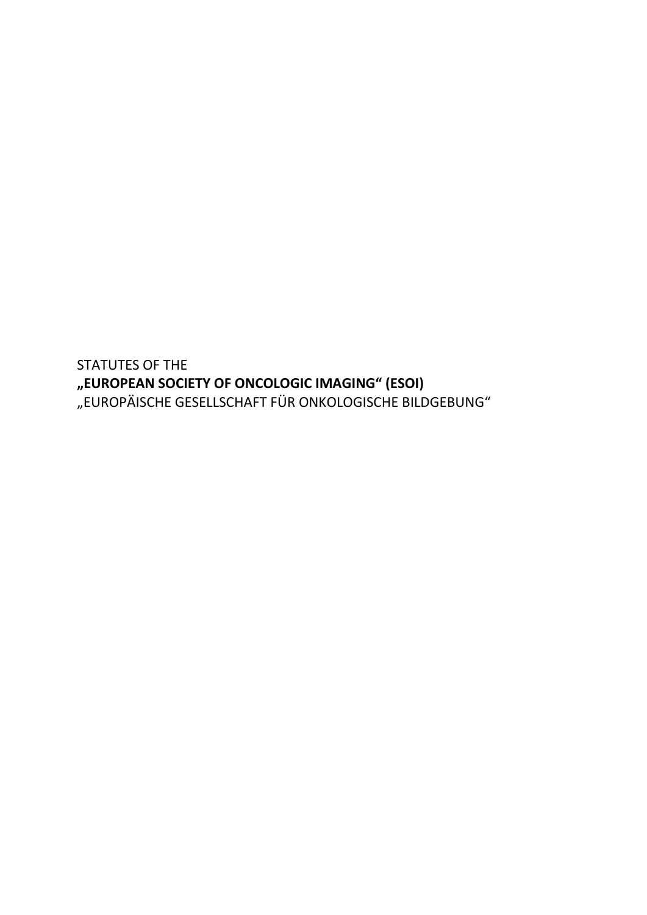STATUTES OF THE
**„EUROPEAN SOCIETY OF ONCOLOGIC IMAGING“ (ESOI)**
„EUROPÄISCHE GESELLSCHAFT FÜR ONKOLOGISCHE BILDGEBUNG“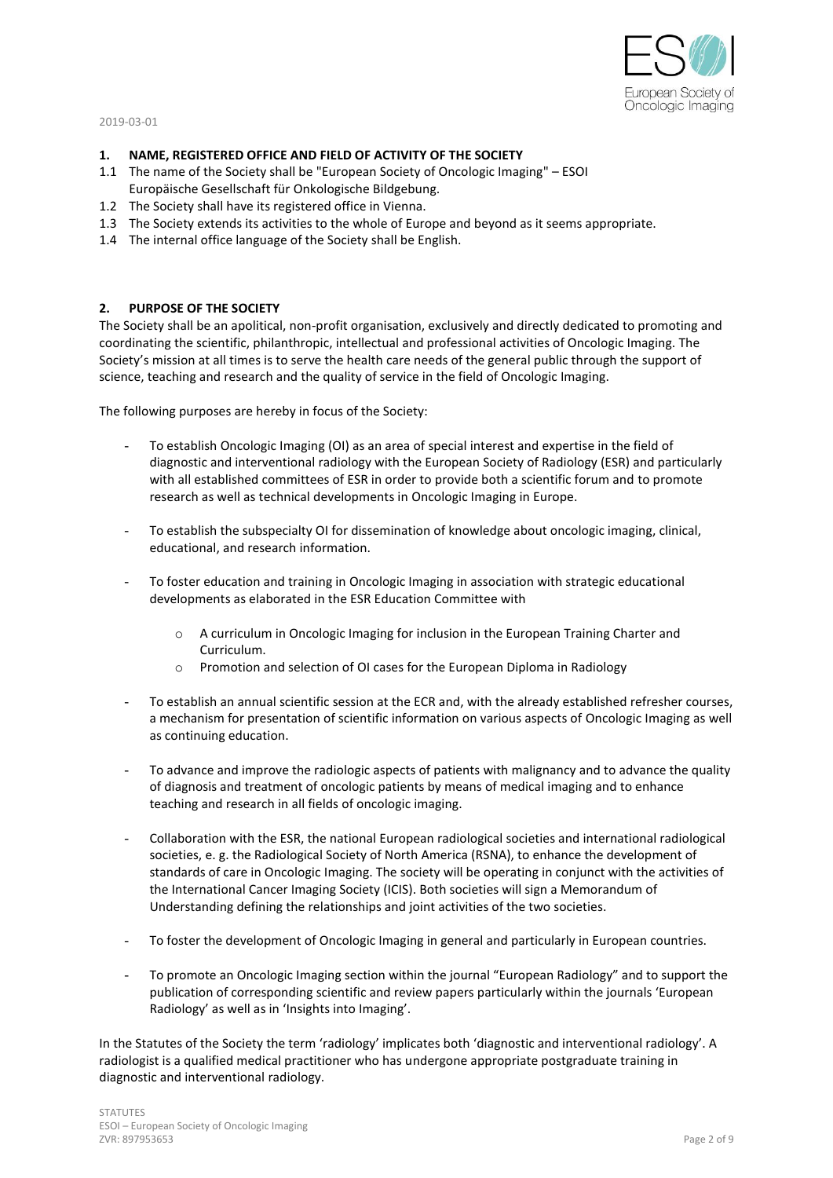2019-03-01

## 1. NAME, REGISTERED OFFICE AND FIELD OF ACTIVITY OF THE SOCIETY

1.1 The name of the Society shall be "European Society of Oncologic Imaging" – ESOI Europäische Gesellschaft für Onkologische Bildgebung.

1.2 The Society shall have its registered office in Vienna.

1.3 The Society extends its activities to the whole of Europe and beyond as it seems appropriate.

1.4 The internal office language of the Society shall be English.

## 2. PURPOSE OF THE SOCIETY

The Society shall be an apolitical, non-profit organisation, exclusively and directly dedicated to promoting and coordinating the scientific, philanthropic, intellectual and professional activities of Oncologic Imaging. The Society's mission at all times is to serve the health care needs of the general public through the support of science, teaching and research and the quality of service in the field of Oncologic Imaging.

The following purposes are hereby in focus of the Society:

- To establish Oncologic Imaging (OI) as an area of special interest and expertise in the field of diagnostic and interventional radiology with the European Society of Radiology (ESR) and particularly with all established committees of ESR in order to provide both a scientific forum and to promote research as well as technical developments in Oncologic Imaging in Europe.

- To establish the subspecialty OI for dissemination of knowledge about oncologic imaging, clinical, educational, and research information.

- To foster education and training in Oncologic Imaging in association with strategic educational developments as elaborated in the ESR Education Committee with
    - A curriculum in Oncologic Imaging for inclusion in the European Training Charter and Curriculum.
    - Promotion and selection of OI cases for the European Diploma in Radiology

- To establish an annual scientific session at the ECR and, with the already established refresher courses, a mechanism for presentation of scientific information on various aspects of Oncologic Imaging as well as continuing education.

- To advance and improve the radiologic aspects of patients with malignancy and to advance the quality of diagnosis and treatment of oncologic patients by means of medical imaging and to enhance teaching and research in all fields of oncologic imaging.

- Collaboration with the ESR, the national European radiological societies and international radiological societies, e. g. the Radiological Society of North America (RSNA), to enhance the development of standards of care in Oncologic Imaging. The society will be operating in conjunct with the activities of the International Cancer Imaging Society (ICIS). Both societies will sign a Memorandum of Understanding defining the relationships and joint activities of the two societies.

- To foster the development of Oncologic Imaging in general and particularly in European countries.

- To promote an Oncologic Imaging section within the journal "European Radiology" and to support the publication of corresponding scientific and review papers particularly within the journals 'European Radiology' as well as in 'Insights into Imaging'.

In the Statutes of the Society the term 'radiology' implicates both 'diagnostic and interventional radiology'. A radiologist is a qualified medical practitioner who has undergone appropriate postgraduate training in diagnostic and interventional radiology.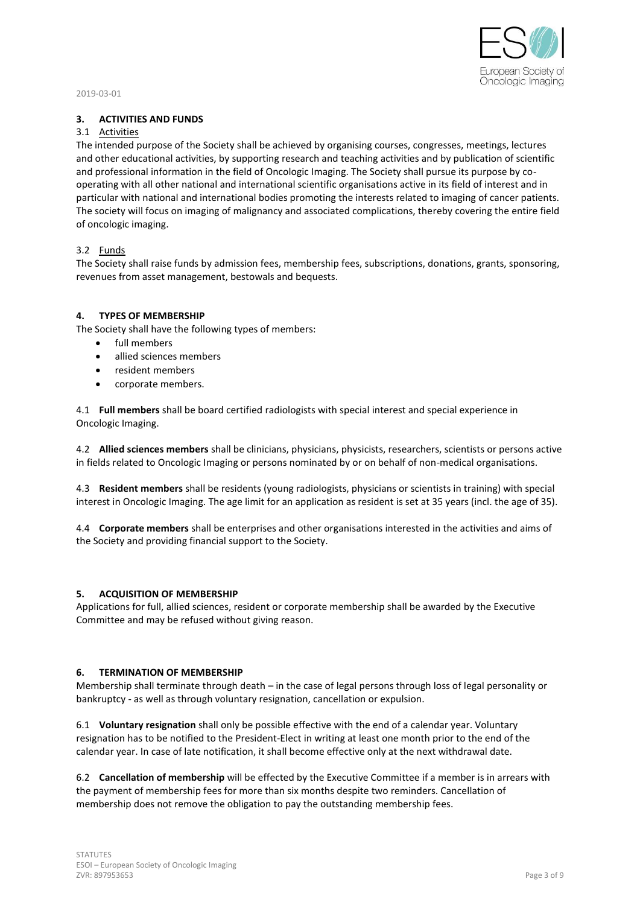## 3. ACTIVITIES AND FUNDS

### 3.1 Activities

The intended purpose of the Society shall be achieved by organising courses, congresses, meetings, lectures and other educational activities, by supporting research and teaching activities and by publication of scientific and professional information in the field of Oncologic Imaging. The Society shall pursue its purpose by co-operating with all other national and international scientific organisations active in its field of interest and in particular with national and international bodies promoting the interests related to imaging of cancer patients. The society will focus on imaging of malignancy and associated complications, thereby covering the entire field of oncologic imaging.

### 3.2 Funds

The Society shall raise funds by admission fees, membership fees, subscriptions, donations, grants, sponsoring, revenues from asset management, bestowals and bequests.

## 4. TYPES OF MEMBERSHIP

The Society shall have the following types of members:

- full members
- allied sciences members
- resident members
- corporate members.

4.1 **Full members** shall be board certified radiologists with special interest and special experience in Oncologic Imaging.

4.2 **Allied sciences members** shall be clinicians, physicians, physicists, researchers, scientists or persons active in fields related to Oncologic Imaging or persons nominated by or on behalf of non-medical organisations.

4.3 **Resident members** shall be residents (young radiologists, physicians or scientists in training) with special interest in Oncologic Imaging. The age limit for an application as resident is set at 35 years (incl. the age of 35).

4.4 **Corporate members** shall be enterprises and other organisations interested in the activities and aims of the Society and providing financial support to the Society.

## 5. ACQUISITION OF MEMBERSHIP

Applications for full, allied sciences, resident or corporate membership shall be awarded by the Executive Committee and may be refused without giving reason.

## 6. TERMINATION OF MEMBERSHIP

Membership shall terminate through death – in the case of legal persons through loss of legal personality or bankruptcy - as well as through voluntary resignation, cancellation or expulsion.

6.1 **Voluntary resignation** shall only be possible effective with the end of a calendar year. Voluntary resignation has to be notified to the President-Elect in writing at least one month prior to the end of the calendar year. In case of late notification, it shall become effective only at the next withdrawal date.

6.2 **Cancellation of membership** will be effected by the Executive Committee if a member is in arrears with the payment of membership fees for more than six months despite two reminders. Cancellation of membership does not remove the obligation to pay the outstanding membership fees.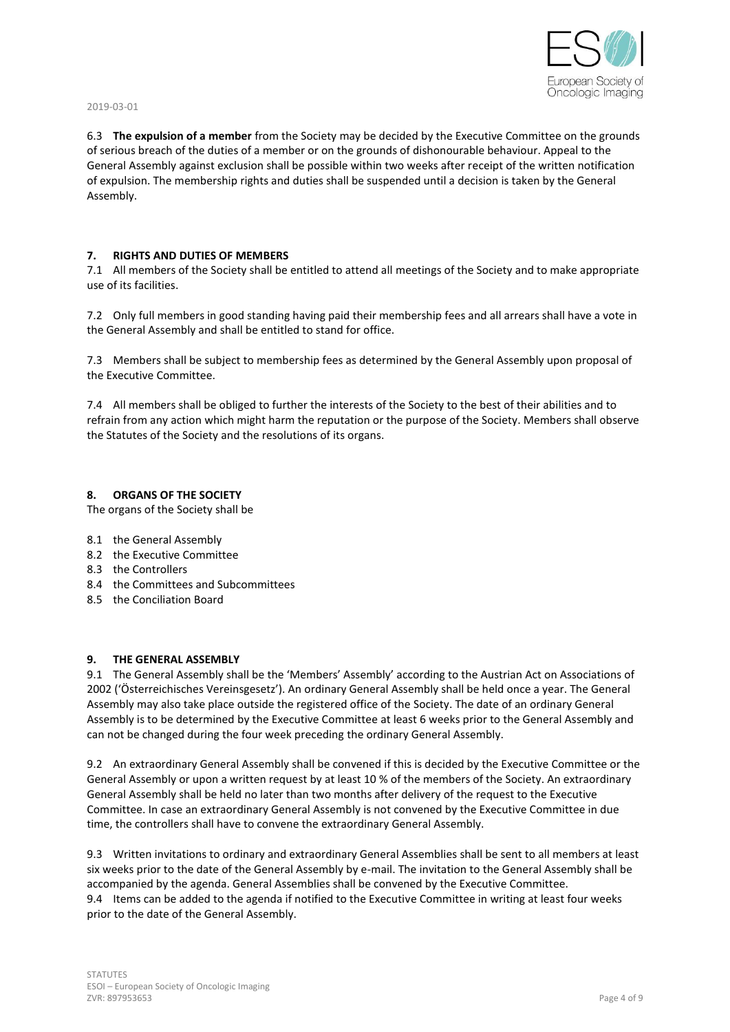6.3 **The expulsion of a member** from the Society may be decided by the Executive Committee on the grounds of serious breach of the duties of a member or on the grounds of dishonourable behaviour. Appeal to the General Assembly against exclusion shall be possible within two weeks after receipt of the written notification of expulsion. The membership rights and duties shall be suspended until a decision is taken by the General Assembly.

## 7. RIGHTS AND DUTIES OF MEMBERS

7.1 All members of the Society shall be entitled to attend all meetings of the Society and to make appropriate use of its facilities.

7.2 Only full members in good standing having paid their membership fees and all arrears shall have a vote in the General Assembly and shall be entitled to stand for office.

7.3 Members shall be subject to membership fees as determined by the General Assembly upon proposal of the Executive Committee.

7.4 All members shall be obliged to further the interests of the Society to the best of their abilities and to refrain from any action which might harm the reputation or the purpose of the Society. Members shall observe the Statutes of the Society and the resolutions of its organs.

## 8. ORGANS OF THE SOCIETY

The organs of the Society shall be

8.1 the General Assembly
8.2 the Executive Committee
8.3 the Controllers
8.4 the Committees and Subcommittees
8.5 the Conciliation Board

## 9. THE GENERAL ASSEMBLY

9.1 The General Assembly shall be the 'Members' Assembly' according to the Austrian Act on Associations of 2002 ('Österreichisches Vereinsgesetz'). An ordinary General Assembly shall be held once a year. The General Assembly may also take place outside the registered office of the Society. The date of an ordinary General Assembly is to be determined by the Executive Committee at least 6 weeks prior to the General Assembly and can not be changed during the four week preceding the ordinary General Assembly.

9.2 An extraordinary General Assembly shall be convened if this is decided by the Executive Committee or the General Assembly or upon a written request by at least 10 % of the members of the Society. An extraordinary General Assembly shall be held no later than two months after delivery of the request to the Executive Committee. In case an extraordinary General Assembly is not convened by the Executive Committee in due time, the controllers shall have to convene the extraordinary General Assembly.

9.3 Written invitations to ordinary and extraordinary General Assemblies shall be sent to all members at least six weeks prior to the date of the General Assembly by e-mail. The invitation to the General Assembly shall be accompanied by the agenda. General Assemblies shall be convened by the Executive Committee.

9.4 Items can be added to the agenda if notified to the Executive Committee in writing at least four weeks prior to the date of the General Assembly.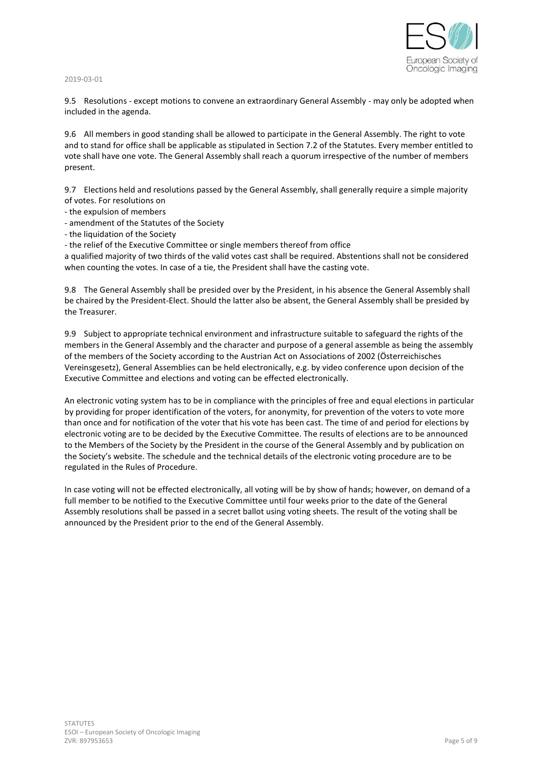9.5 Resolutions - except motions to convene an extraordinary General Assembly - may only be adopted when included in the agenda.

9.6 All members in good standing shall be allowed to participate in the General Assembly. The right to vote and to stand for office shall be applicable as stipulated in Section 7.2 of the Statutes. Every member entitled to vote shall have one vote. The General Assembly shall reach a quorum irrespective of the number of members present.

9.7 Elections held and resolutions passed by the General Assembly, shall generally require a simple majority of votes. For resolutions on

- the expulsion of members
- amendment of the Statutes of the Society
- the liquidation of the Society
- the relief of the Executive Committee or single members thereof from office

a qualified majority of two thirds of the valid votes cast shall be required. Abstentions shall not be considered when counting the votes. In case of a tie, the President shall have the casting vote.

9.8 The General Assembly shall be presided over by the President, in his absence the General Assembly shall be chaired by the President-Elect. Should the latter also be absent, the General Assembly shall be presided by the Treasurer.

9.9 Subject to appropriate technical environment and infrastructure suitable to safeguard the rights of the members in the General Assembly and the character and purpose of a general assemble as being the assembly of the members of the Society according to the Austrian Act on Associations of 2002 (Österreichisches Vereinsgesetz), General Assemblies can be held electronically, e.g. by video conference upon decision of the Executive Committee and elections and voting can be effected electronically.

An electronic voting system has to be in compliance with the principles of free and equal elections in particular by providing for proper identification of the voters, for anonymity, for prevention of the voters to vote more than once and for notification of the voter that his vote has been cast. The time of and period for elections by electronic voting are to be decided by the Executive Committee. The results of elections are to be announced to the Members of the Society by the President in the course of the General Assembly and by publication on the Society's website. The schedule and the technical details of the electronic voting procedure are to be regulated in the Rules of Procedure.

In case voting will not be effected electronically, all voting will be by show of hands; however, on demand of a full member to be notified to the Executive Committee until four weeks prior to the date of the General Assembly resolutions shall be passed in a secret ballot using voting sheets. The result of the voting shall be announced by the President prior to the end of the General Assembly.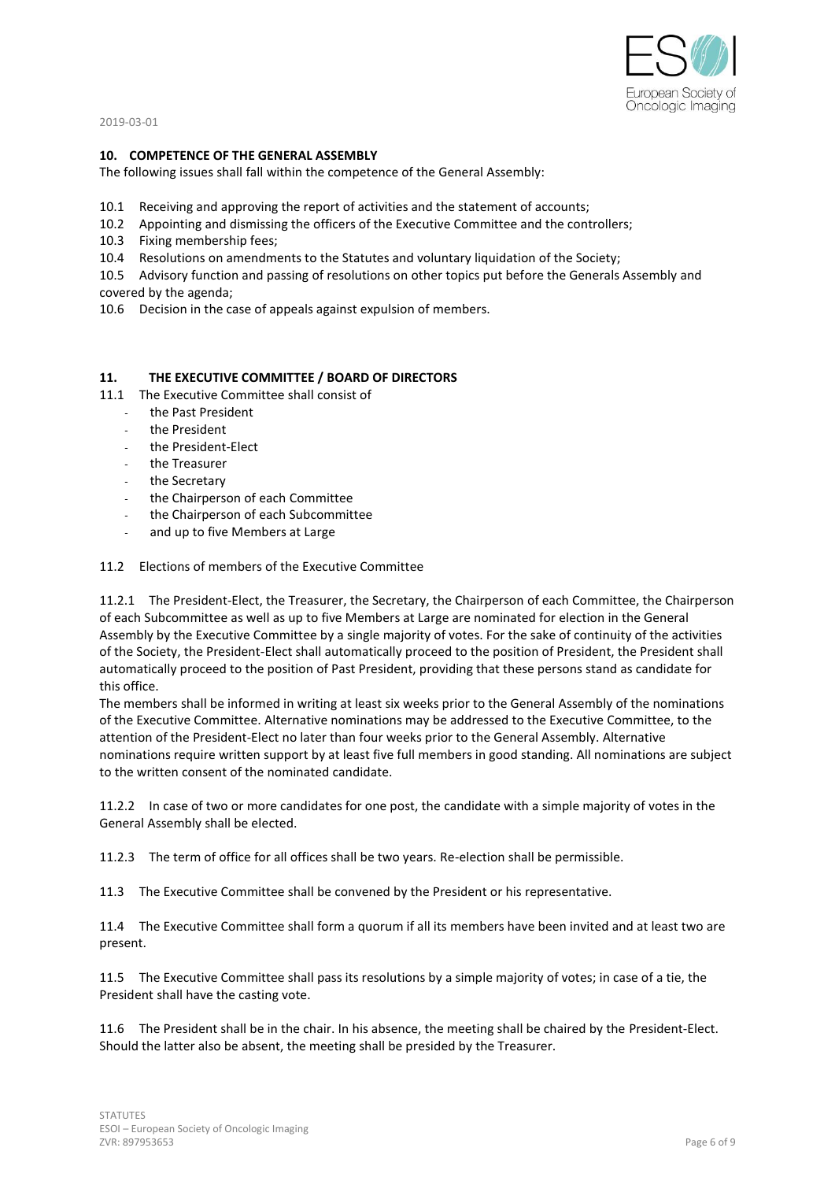## 10. COMPETENCE OF THE GENERAL ASSEMBLY

The following issues shall fall within the competence of the General Assembly:

10.1 Receiving and approving the report of activities and the statement of accounts;
10.2 Appointing and dismissing the officers of the Executive Committee and the controllers;
10.3 Fixing membership fees;
10.4 Resolutions on amendments to the Statutes and voluntary liquidation of the Society;
10.5 Advisory function and passing of resolutions on other topics put before the Generals Assembly and covered by the agenda;
10.6 Decision in the case of appeals against expulsion of members.

## 11. THE EXECUTIVE COMMITTEE / BOARD OF DIRECTORS

11.1 The Executive Committee shall consist of

- the Past President
- the President
- the President-Elect
- the Treasurer
- the Secretary
- the Chairperson of each Committee
- the Chairperson of each Subcommittee
- and up to five Members at Large

11.2 Elections of members of the Executive Committee

11.2.1 The President-Elect, the Treasurer, the Secretary, the Chairperson of each Committee, the Chairperson of each Subcommittee as well as up to five Members at Large are nominated for election in the General Assembly by the Executive Committee by a single majority of votes. For the sake of continuity of the activities of the Society, the President-Elect shall automatically proceed to the position of President, the President shall automatically proceed to the position of Past President, providing that these persons stand as candidate for this office.
The members shall be informed in writing at least six weeks prior to the General Assembly of the nominations of the Executive Committee. Alternative nominations may be addressed to the Executive Committee, to the attention of the President-Elect no later than four weeks prior to the General Assembly. Alternative nominations require written support by at least five full members in good standing. All nominations are subject to the written consent of the nominated candidate.

11.2.2 In case of two or more candidates for one post, the candidate with a simple majority of votes in the General Assembly shall be elected.

11.2.3 The term of office for all offices shall be two years. Re-election shall be permissible.

11.3 The Executive Committee shall be convened by the President or his representative.

11.4 The Executive Committee shall form a quorum if all its members have been invited and at least two are present.

11.5 The Executive Committee shall pass its resolutions by a simple majority of votes; in case of a tie, the President shall have the casting vote.

11.6 The President shall be in the chair. In his absence, the meeting shall be chaired by the President-Elect. Should the latter also be absent, the meeting shall be presided by the Treasurer.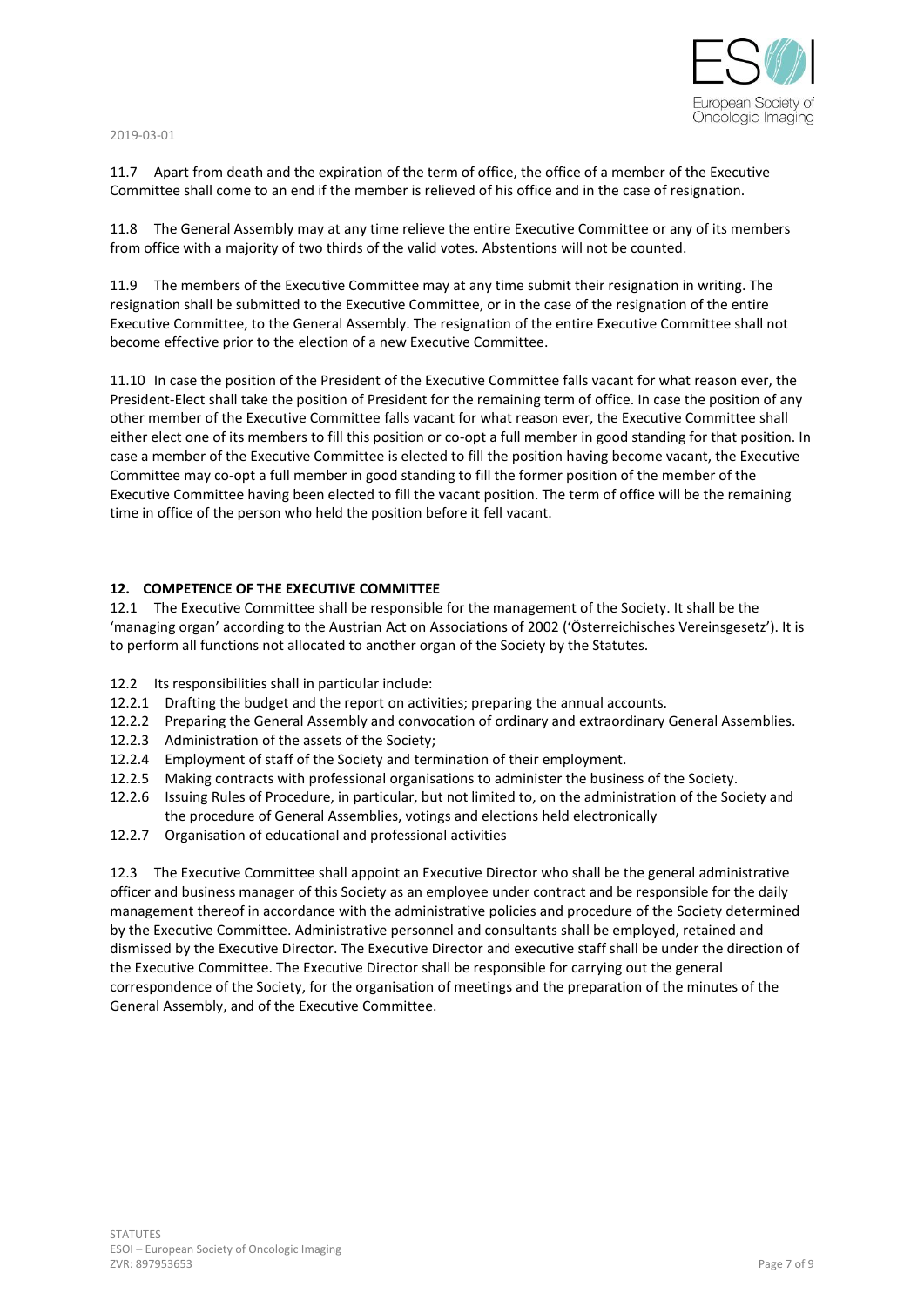11.7 Apart from death and the expiration of the term of office, the office of a member of the Executive Committee shall come to an end if the member is relieved of his office and in the case of resignation.

11.8 The General Assembly may at any time relieve the entire Executive Committee or any of its members from office with a majority of two thirds of the valid votes. Abstentions will not be counted.

11.9 The members of the Executive Committee may at any time submit their resignation in writing. The resignation shall be submitted to the Executive Committee, or in the case of the resignation of the entire Executive Committee, to the General Assembly. The resignation of the entire Executive Committee shall not become effective prior to the election of a new Executive Committee.

11.10 In case the position of the President of the Executive Committee falls vacant for what reason ever, the President-Elect shall take the position of President for the remaining term of office. In case the position of any other member of the Executive Committee falls vacant for what reason ever, the Executive Committee shall either elect one of its members to fill this position or co-opt a full member in good standing for that position. In case a member of the Executive Committee is elected to fill the position having become vacant, the Executive Committee may co-opt a full member in good standing to fill the former position of the member of the Executive Committee having been elected to fill the vacant position. The term of office will be the remaining time in office of the person who held the position before it fell vacant.

## 12. COMPETENCE OF THE EXECUTIVE COMMITTEE

12.1 The Executive Committee shall be responsible for the management of the Society. It shall be the 'managing organ' according to the Austrian Act on Associations of 2002 ('Österreichisches Vereinsgesetz'). It is to perform all functions not allocated to another organ of the Society by the Statutes.

12.2 Its responsibilities shall in particular include:

12.2.1 Drafting the budget and the report on activities; preparing the annual accounts.

12.2.2 Preparing the General Assembly and convocation of ordinary and extraordinary General Assemblies.

12.2.3 Administration of the assets of the Society;

12.2.4 Employment of staff of the Society and termination of their employment.

12.2.5 Making contracts with professional organisations to administer the business of the Society.

12.2.6 Issuing Rules of Procedure, in particular, but not limited to, on the administration of the Society and the procedure of General Assemblies, votings and elections held electronically

12.2.7 Organisation of educational and professional activities

12.3 The Executive Committee shall appoint an Executive Director who shall be the general administrative officer and business manager of this Society as an employee under contract and be responsible for the daily management thereof in accordance with the administrative policies and procedure of the Society determined by the Executive Committee. Administrative personnel and consultants shall be employed, retained and dismissed by the Executive Director. The Executive Director and executive staff shall be under the direction of the Executive Committee. The Executive Director shall be responsible for carrying out the general correspondence of the Society, for the organisation of meetings and the preparation of the minutes of the General Assembly, and of the Executive Committee.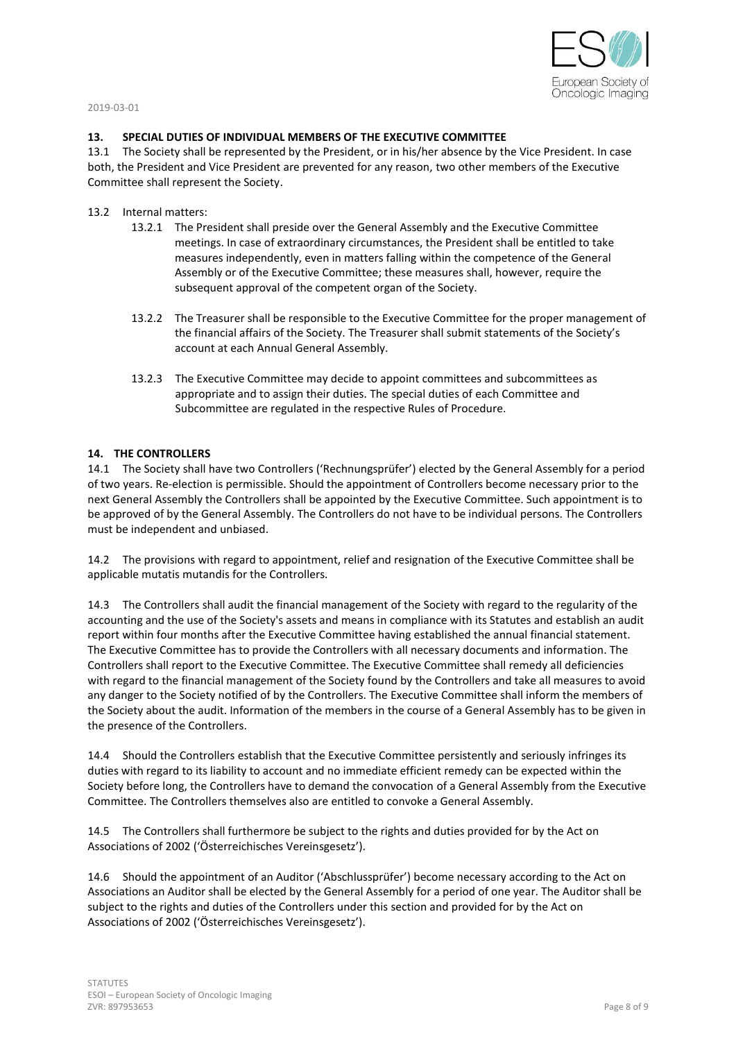## 13. SPECIAL DUTIES OF INDIVIDUAL MEMBERS OF THE EXECUTIVE COMMITTEE

13.1 The Society shall be represented by the President, or in his/her absence by the Vice President. In case both, the President and Vice President are prevented for any reason, two other members of the Executive Committee shall represent the Society.

13.2 Internal matters:

- 13.2.1 The President shall preside over the General Assembly and the Executive Committee meetings. In case of extraordinary circumstances, the President shall be entitled to take measures independently, even in matters falling within the competence of the General Assembly or of the Executive Committee; these measures shall, however, require the subsequent approval of the competent organ of the Society.

- 13.2.2 The Treasurer shall be responsible to the Executive Committee for the proper management of the financial affairs of the Society. The Treasurer shall submit statements of the Society's account at each Annual General Assembly.

- 13.2.3 The Executive Committee may decide to appoint committees and subcommittees as appropriate and to assign their duties. The special duties of each Committee and Subcommittee are regulated in the respective Rules of Procedure.

## 14. THE CONTROLLERS

14.1 The Society shall have two Controllers ('Rechnungsprüfer') elected by the General Assembly for a period of two years. Re-election is permissible. Should the appointment of Controllers become necessary prior to the next General Assembly the Controllers shall be appointed by the Executive Committee. Such appointment is to be approved of by the General Assembly. The Controllers do not have to be individual persons. The Controllers must be independent and unbiased.

14.2 The provisions with regard to appointment, relief and resignation of the Executive Committee shall be applicable mutatis mutandis for the Controllers.

14.3 The Controllers shall audit the financial management of the Society with regard to the regularity of the accounting and the use of the Society's assets and means in compliance with its Statutes and establish an audit report within four months after the Executive Committee having established the annual financial statement. The Executive Committee has to provide the Controllers with all necessary documents and information. The Controllers shall report to the Executive Committee. The Executive Committee shall remedy all deficiencies with regard to the financial management of the Society found by the Controllers and take all measures to avoid any danger to the Society notified of by the Controllers. The Executive Committee shall inform the members of the Society about the audit. Information of the members in the course of a General Assembly has to be given in the presence of the Controllers.

14.4 Should the Controllers establish that the Executive Committee persistently and seriously infringes its duties with regard to its liability to account and no immediate efficient remedy can be expected within the Society before long, the Controllers have to demand the convocation of a General Assembly from the Executive Committee. The Controllers themselves also are entitled to convoke a General Assembly.

14.5 The Controllers shall furthermore be subject to the rights and duties provided for by the Act on Associations of 2002 ('Österreichisches Vereinsgesetz').

14.6 Should the appointment of an Auditor ('Abschlussprüfer') become necessary according to the Act on Associations an Auditor shall be elected by the General Assembly for a period of one year. The Auditor shall be subject to the rights and duties of the Controllers under this section and provided for by the Act on Associations of 2002 ('Österreichisches Vereinsgesetz').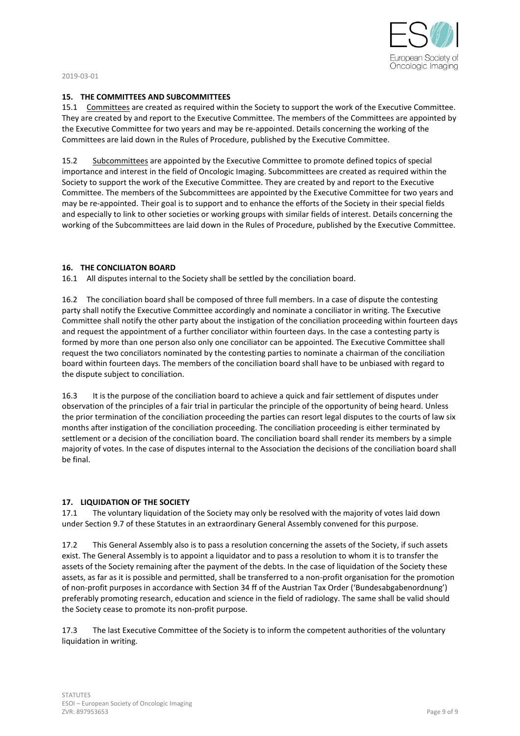## 15. THE COMMITTEES AND SUBCOMMITTEES

15.1 Committees are created as required within the Society to support the work of the Executive Committee. They are created by and report to the Executive Committee. The members of the Committees are appointed by the Executive Committee for two years and may be re-appointed. Details concerning the working of the Committees are laid down in the Rules of Procedure, published by the Executive Committee.

15.2 Subcommittees are appointed by the Executive Committee to promote defined topics of special importance and interest in the field of Oncologic Imaging. Subcommittees are created as required within the Society to support the work of the Executive Committee. They are created by and report to the Executive Committee. The members of the Subcommittees are appointed by the Executive Committee for two years and may be re-appointed. Their goal is to support and to enhance the efforts of the Society in their special fields and especially to link to other societies or working groups with similar fields of interest. Details concerning the working of the Subcommittees are laid down in the Rules of Procedure, published by the Executive Committee.

## 16. THE CONCILIATON BOARD

16.1 All disputes internal to the Society shall be settled by the conciliation board.

16.2 The conciliation board shall be composed of three full members. In a case of dispute the contesting party shall notify the Executive Committee accordingly and nominate a conciliator in writing. The Executive Committee shall notify the other party about the instigation of the conciliation proceeding within fourteen days and request the appointment of a further conciliator within fourteen days. In the case a contesting party is formed by more than one person also only one conciliator can be appointed. The Executive Committee shall request the two conciliators nominated by the contesting parties to nominate a chairman of the conciliation board within fourteen days. The members of the conciliation board shall have to be unbiased with regard to the dispute subject to conciliation.

16.3 It is the purpose of the conciliation board to achieve a quick and fair settlement of disputes under observation of the principles of a fair trial in particular the principle of the opportunity of being heard. Unless the prior termination of the conciliation proceeding the parties can resort legal disputes to the courts of law six months after instigation of the conciliation proceeding. The conciliation proceeding is either terminated by settlement or a decision of the conciliation board. The conciliation board shall render its members by a simple majority of votes. In the case of disputes internal to the Association the decisions of the conciliation board shall be final.

## 17. LIQUIDATION OF THE SOCIETY

17.1 The voluntary liquidation of the Society may only be resolved with the majority of votes laid down under Section 9.7 of these Statutes in an extraordinary General Assembly convened for this purpose.

17.2 This General Assembly also is to pass a resolution concerning the assets of the Society, if such assets exist. The General Assembly is to appoint a liquidator and to pass a resolution to whom it is to transfer the assets of the Society remaining after the payment of the debts. In the case of liquidation of the Society these assets, as far as it is possible and permitted, shall be transferred to a non-profit organisation for the promotion of non-profit purposes in accordance with Section 34 ff of the Austrian Tax Order ('Bundesabgabenordnung') preferably promoting research, education and science in the field of radiology. The same shall be valid should the Society cease to promote its non-profit purpose.

17.3 The last Executive Committee of the Society is to inform the competent authorities of the voluntary liquidation in writing.